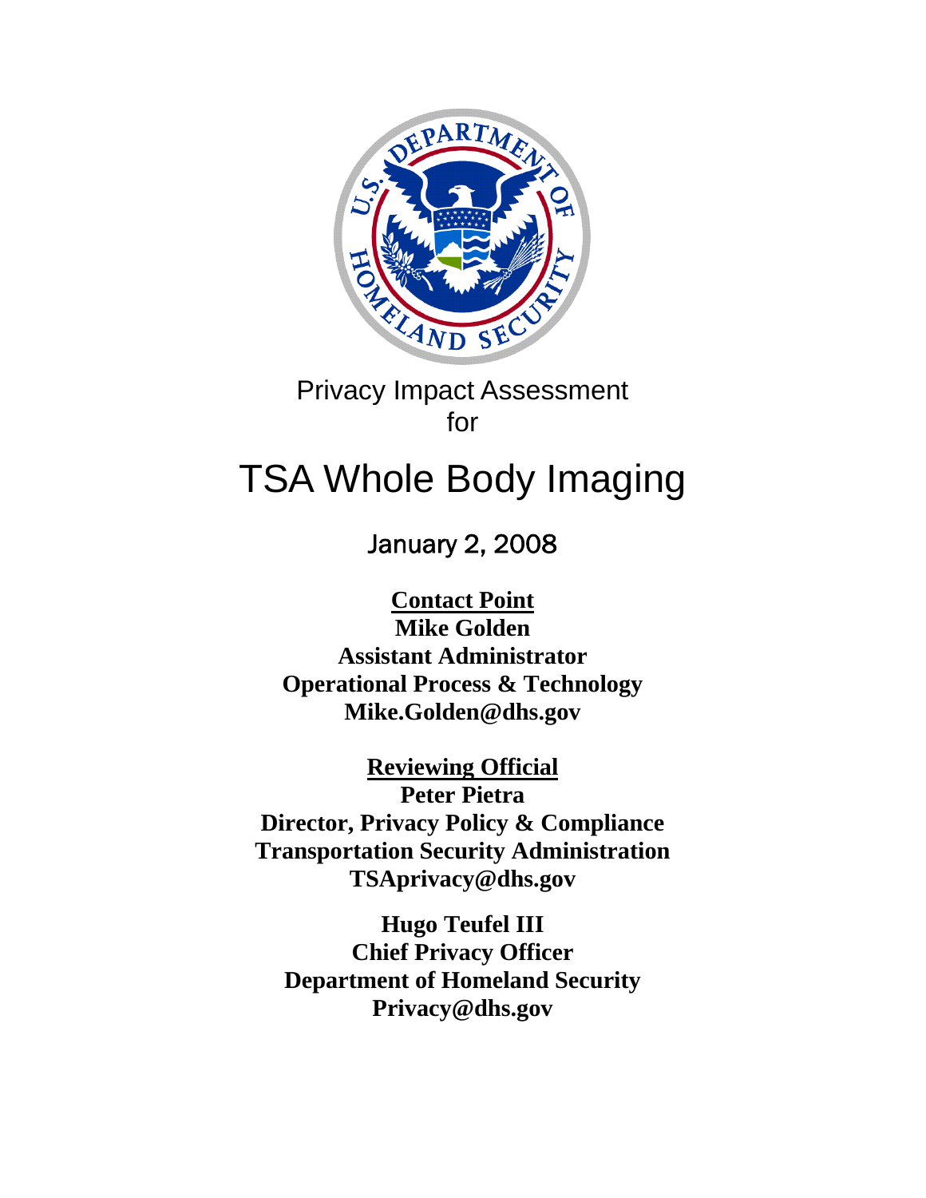Privacy Impact Assessment
for

# TSA Whole Body Imaging

January 2, 2008

**Contact Point**
**Mike Golden**
**Assistant Administrator**
**Operational Process & Technology**
**Mike.Golden@dhs.gov**

**Reviewing Official**
**Peter Pietra**
**Director, Privacy Policy & Compliance**
**Transportation Security Administration**
**TSAprivacy@dhs.gov**

**Hugo Teufel III**
**Chief Privacy Officer**
**Department of Homeland Security**
**Privacy@dhs.gov**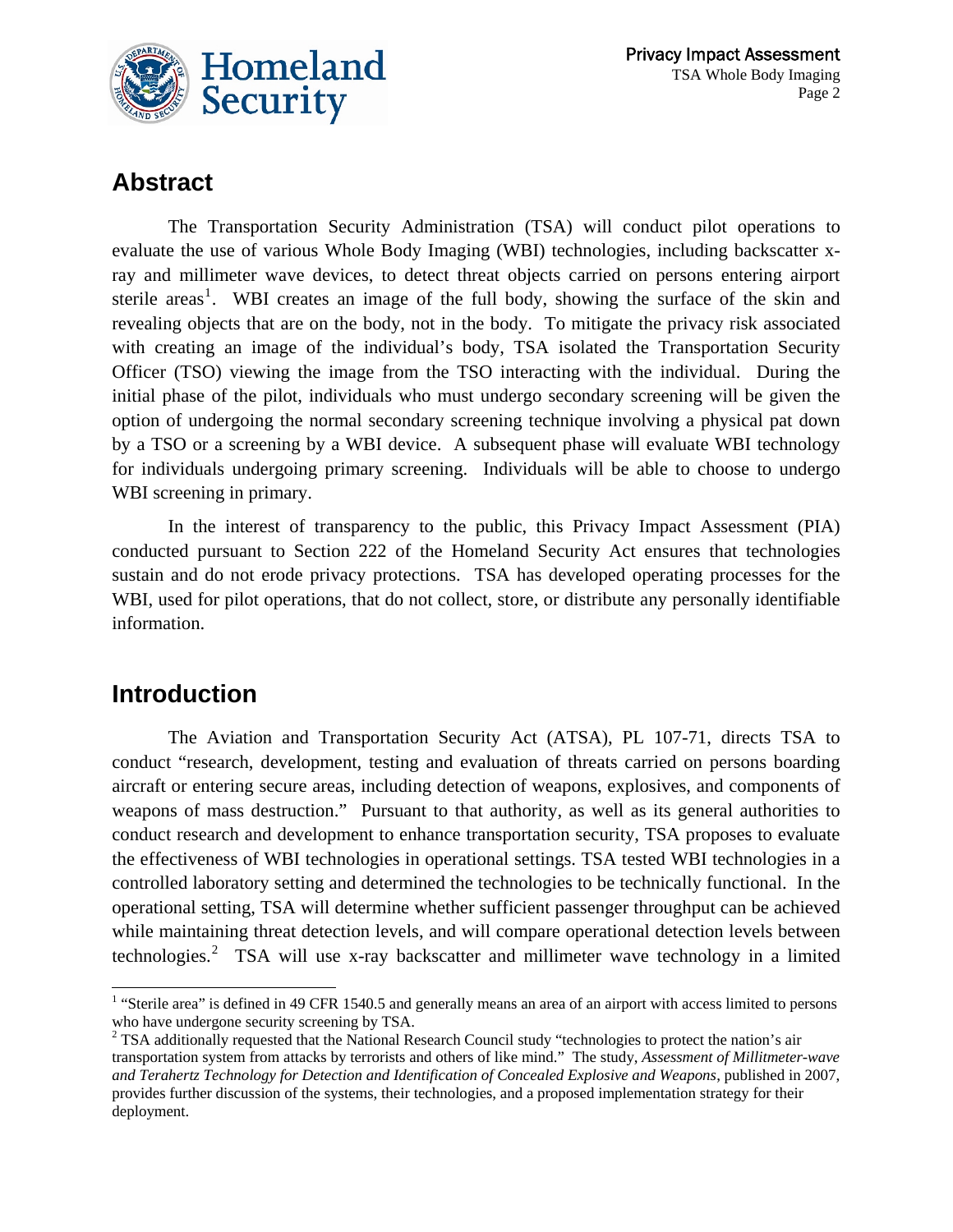## Abstract

The Transportation Security Administration (TSA) will conduct pilot operations to evaluate the use of various Whole Body Imaging (WBI) technologies, including backscatter x-ray and millimeter wave devices, to detect threat objects carried on persons entering airport sterile areas[1]. WBI creates an image of the full body, showing the surface of the skin and revealing objects that are on the body, not in the body. To mitigate the privacy risk associated with creating an image of the individual's body, TSA isolated the Transportation Security Officer (TSO) viewing the image from the TSO interacting with the individual. During the initial phase of the pilot, individuals who must undergo secondary screening will be given the option of undergoing the normal secondary screening technique involving a physical pat down by a TSO or a screening by a WBI device. A subsequent phase will evaluate WBI technology for individuals undergoing primary screening. Individuals will be able to choose to undergo WBI screening in primary.

In the interest of transparency to the public, this Privacy Impact Assessment (PIA) conducted pursuant to Section 222 of the Homeland Security Act ensures that technologies sustain and do not erode privacy protections. TSA has developed operating processes for the WBI, used for pilot operations, that do not collect, store, or distribute any personally identifiable information.

## Introduction

The Aviation and Transportation Security Act (ATSA), PL 107-71, directs TSA to conduct "research, development, testing and evaluation of threats carried on persons boarding aircraft or entering secure areas, including detection of weapons, explosives, and components of weapons of mass destruction." Pursuant to that authority, as well as its general authorities to conduct research and development to enhance transportation security, TSA proposes to evaluate the effectiveness of WBI technologies in operational settings. TSA tested WBI technologies in a controlled laboratory setting and determined the technologies to be technically functional. In the operational setting, TSA will determine whether sufficient passenger throughput can be achieved while maintaining threat detection levels, and will compare operational detection levels between technologies.[2] TSA will use x-ray backscatter and millimeter wave technology in a limited

---

[1] "Sterile area" is defined in 49 CFR 1540.5 and generally means an area of an airport with access limited to persons who have undergone security screening by TSA.

[2] TSA additionally requested that the National Research Council study "technologies to protect the nation's air transportation system from attacks by terrorists and others of like mind." The study, *Assessment of Millitmeter-wave and Terahertz Technology for Detection and Identification of Concealed Explosive and Weapons*, published in 2007, provides further discussion of the systems, their technologies, and a proposed implementation strategy for their deployment.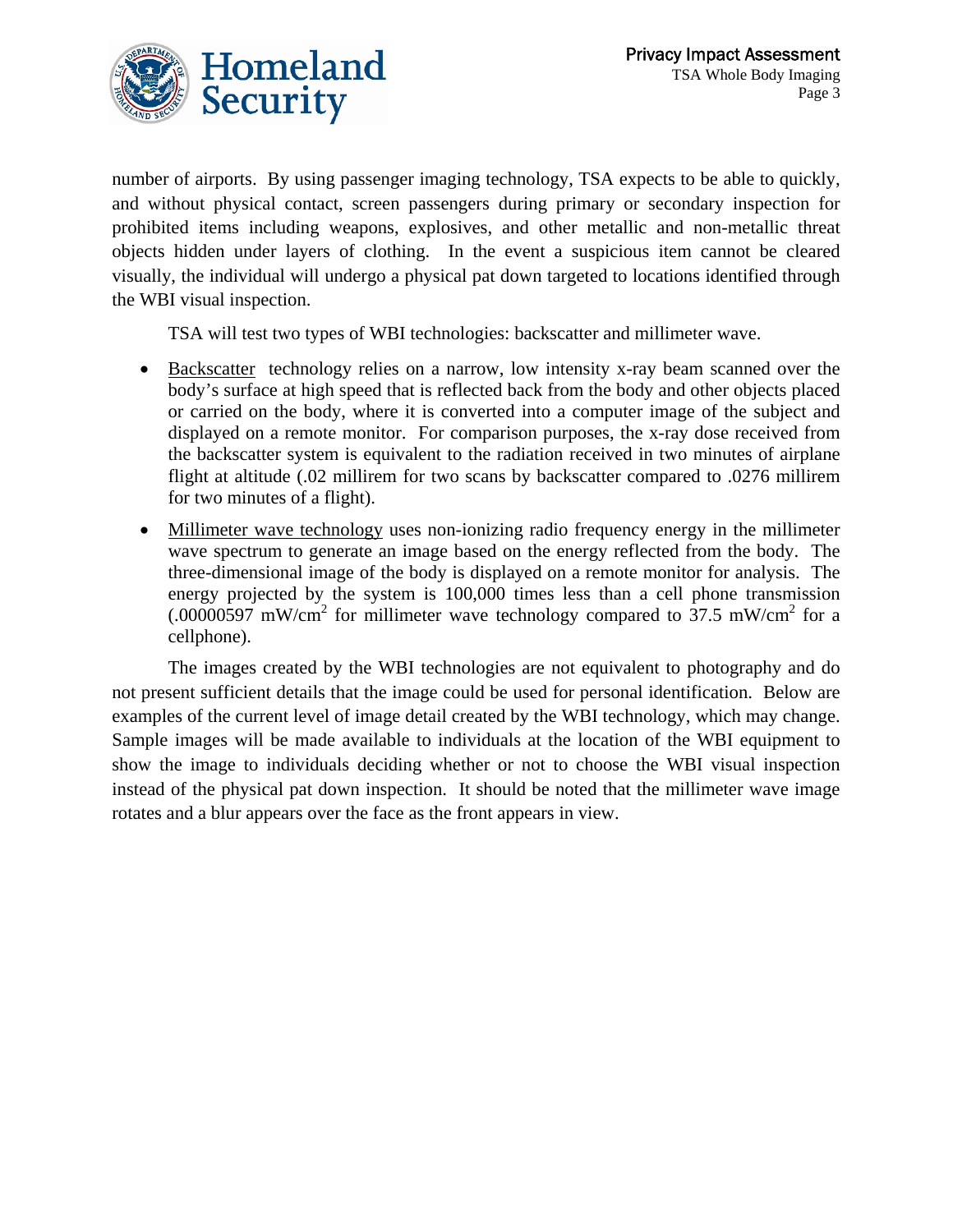number of airports. By using passenger imaging technology, TSA expects to be able to quickly, and without physical contact, screen passengers during primary or secondary inspection for prohibited items including weapons, explosives, and other metallic and non-metallic threat objects hidden under layers of clothing. In the event a suspicious item cannot be cleared visually, the individual will undergo a physical pat down targeted to locations identified through the WBI visual inspection.

TSA will test two types of WBI technologies: backscatter and millimeter wave.

- <u>Backscatter</u> technology relies on a narrow, low intensity x-ray beam scanned over the body's surface at high speed that is reflected back from the body and other objects placed or carried on the body, where it is converted into a computer image of the subject and displayed on a remote monitor. For comparison purposes, the x-ray dose received from the backscatter system is equivalent to the radiation received in two minutes of airplane flight at altitude (.02 millirem for two scans by backscatter compared to .0276 millirem for two minutes of a flight).
- <u>Millimeter wave technology</u> uses non-ionizing radio frequency energy in the millimeter wave spectrum to generate an image based on the energy reflected from the body. The three-dimensional image of the body is displayed on a remote monitor for analysis. The energy projected by the system is 100,000 times less than a cell phone transmission (.00000597 $mW/cm^2$ for millimeter wave technology compared to 37.5 $mW/cm^2$ for a cellphone).

The images created by the WBI technologies are not equivalent to photography and do not present sufficient details that the image could be used for personal identification. Below are examples of the current level of image detail created by the WBI technology, which may change. Sample images will be made available to individuals at the location of the WBI equipment to show the image to individuals deciding whether or not to choose the WBI visual inspection instead of the physical pat down inspection. It should be noted that the millimeter wave image rotates and a blur appears over the face as the front appears in view.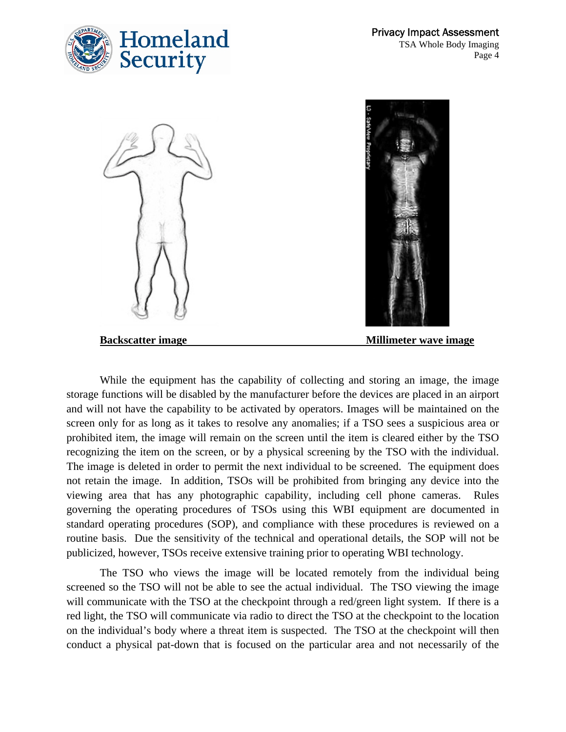**Backscatter image** **Millimeter wave image**

While the equipment has the capability of collecting and storing an image, the image storage functions will be disabled by the manufacturer before the devices are placed in an airport and will not have the capability to be activated by operators. Images will be maintained on the screen only for as long as it takes to resolve any anomalies; if a TSO sees a suspicious area or prohibited item, the image will remain on the screen until the item is cleared either by the TSO recognizing the item on the screen, or by a physical screening by the TSO with the individual. The image is deleted in order to permit the next individual to be screened. The equipment does not retain the image. In addition, TSOs will be prohibited from bringing any device into the viewing area that has any photographic capability, including cell phone cameras. Rules governing the operating procedures of TSOs using this WBI equipment are documented in standard operating procedures (SOP), and compliance with these procedures is reviewed on a routine basis. Due the sensitivity of the technical and operational details, the SOP will not be publicized, however, TSOs receive extensive training prior to operating WBI technology.

The TSO who views the image will be located remotely from the individual being screened so the TSO will not be able to see the actual individual. The TSO viewing the image will communicate with the TSO at the checkpoint through a red/green light system. If there is a red light, the TSO will communicate via radio to direct the TSO at the checkpoint to the location on the individual's body where a threat item is suspected. The TSO at the checkpoint will then conduct a physical pat-down that is focused on the particular area and not necessarily of the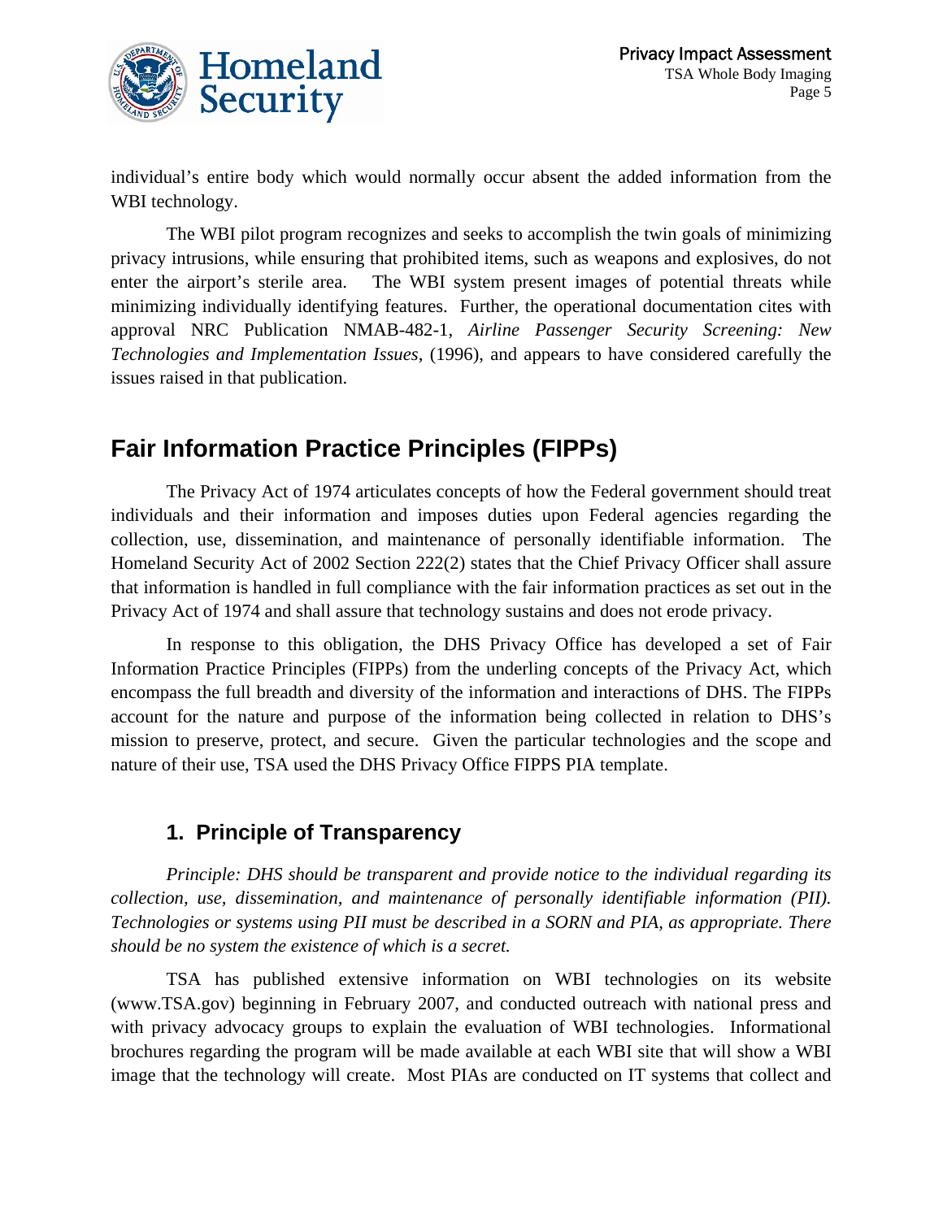individual's entire body which would normally occur absent the added information from the WBI technology.

The WBI pilot program recognizes and seeks to accomplish the twin goals of minimizing privacy intrusions, while ensuring that prohibited items, such as weapons and explosives, do not enter the airport's sterile area. The WBI system present images of potential threats while minimizing individually identifying features. Further, the operational documentation cites with approval NRC Publication NMAB-482-1, *Airline Passenger Security Screening: New Technologies and Implementation Issues*, (1996), and appears to have considered carefully the issues raised in that publication.

# Fair Information Practice Principles (FIPPs)

The Privacy Act of 1974 articulates concepts of how the Federal government should treat individuals and their information and imposes duties upon Federal agencies regarding the collection, use, dissemination, and maintenance of personally identifiable information. The Homeland Security Act of 2002 Section 222(2) states that the Chief Privacy Officer shall assure that information is handled in full compliance with the fair information practices as set out in the Privacy Act of 1974 and shall assure that technology sustains and does not erode privacy.

In response to this obligation, the DHS Privacy Office has developed a set of Fair Information Practice Principles (FIPPs) from the underling concepts of the Privacy Act, which encompass the full breadth and diversity of the information and interactions of DHS. The FIPPs account for the nature and purpose of the information being collected in relation to DHS's mission to preserve, protect, and secure. Given the particular technologies and the scope and nature of their use, TSA used the DHS Privacy Office FIPPS PIA template.

## 1. Principle of Transparency

*Principle: DHS should be transparent and provide notice to the individual regarding its collection, use, dissemination, and maintenance of personally identifiable information (PII). Technologies or systems using PII must be described in a SORN and PIA, as appropriate. There should be no system the existence of which is a secret.*

TSA has published extensive information on WBI technologies on its website (www.TSA.gov) beginning in February 2007, and conducted outreach with national press and with privacy advocacy groups to explain the evaluation of WBI technologies. Informational brochures regarding the program will be made available at each WBI site that will show a WBI image that the technology will create. Most PIAs are conducted on IT systems that collect and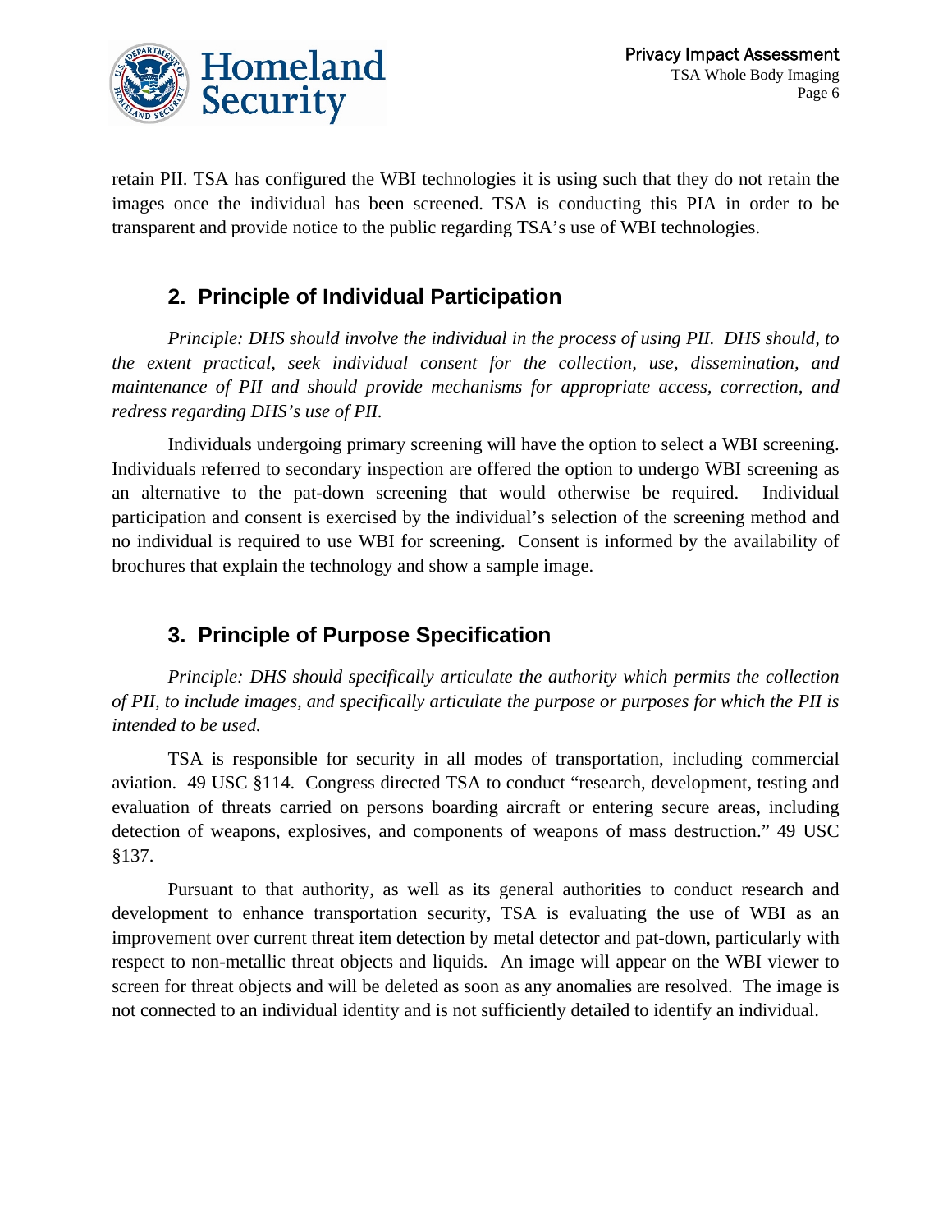retain PII. TSA has configured the WBI technologies it is using such that they do not retain the images once the individual has been screened. TSA is conducting this PIA in order to be transparent and provide notice to the public regarding TSA's use of WBI technologies.

## 2. Principle of Individual Participation

*Principle: DHS should involve the individual in the process of using PII. DHS should, to the extent practical, seek individual consent for the collection, use, dissemination, and maintenance of PII and should provide mechanisms for appropriate access, correction, and redress regarding DHS's use of PII.*

Individuals undergoing primary screening will have the option to select a WBI screening. Individuals referred to secondary inspection are offered the option to undergo WBI screening as an alternative to the pat-down screening that would otherwise be required. Individual participation and consent is exercised by the individual's selection of the screening method and no individual is required to use WBI for screening. Consent is informed by the availability of brochures that explain the technology and show a sample image.

## 3. Principle of Purpose Specification

*Principle: DHS should specifically articulate the authority which permits the collection of PII, to include images, and specifically articulate the purpose or purposes for which the PII is intended to be used.*

TSA is responsible for security in all modes of transportation, including commercial aviation. 49 USC §114. Congress directed TSA to conduct "research, development, testing and evaluation of threats carried on persons boarding aircraft or entering secure areas, including detection of weapons, explosives, and components of weapons of mass destruction." 49 USC §137.

Pursuant to that authority, as well as its general authorities to conduct research and development to enhance transportation security, TSA is evaluating the use of WBI as an improvement over current threat item detection by metal detector and pat-down, particularly with respect to non-metallic threat objects and liquids. An image will appear on the WBI viewer to screen for threat objects and will be deleted as soon as any anomalies are resolved. The image is not connected to an individual identity and is not sufficiently detailed to identify an individual.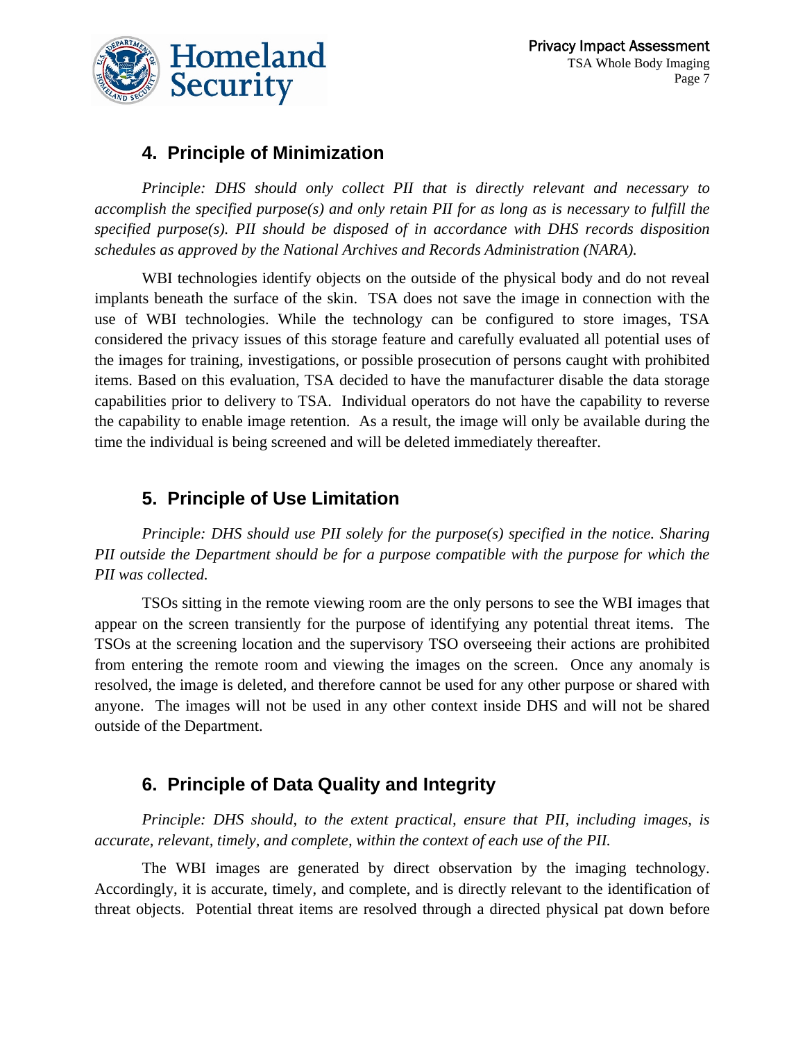## 4. Principle of Minimization

*Principle: DHS should only collect PII that is directly relevant and necessary to accomplish the specified purpose(s) and only retain PII for as long as is necessary to fulfill the specified purpose(s). PII should be disposed of in accordance with DHS records disposition schedules as approved by the National Archives and Records Administration (NARA).*

WBI technologies identify objects on the outside of the physical body and do not reveal implants beneath the surface of the skin. TSA does not save the image in connection with the use of WBI technologies. While the technology can be configured to store images, TSA considered the privacy issues of this storage feature and carefully evaluated all potential uses of the images for training, investigations, or possible prosecution of persons caught with prohibited items. Based on this evaluation, TSA decided to have the manufacturer disable the data storage capabilities prior to delivery to TSA. Individual operators do not have the capability to reverse the capability to enable image retention. As a result, the image will only be available during the time the individual is being screened and will be deleted immediately thereafter.

## 5. Principle of Use Limitation

*Principle: DHS should use PII solely for the purpose(s) specified in the notice. Sharing PII outside the Department should be for a purpose compatible with the purpose for which the PII was collected.*

TSOs sitting in the remote viewing room are the only persons to see the WBI images that appear on the screen transiently for the purpose of identifying any potential threat items. The TSOs at the screening location and the supervisory TSO overseeing their actions are prohibited from entering the remote room and viewing the images on the screen. Once any anomaly is resolved, the image is deleted, and therefore cannot be used for any other purpose or shared with anyone. The images will not be used in any other context inside DHS and will not be shared outside of the Department.

## 6. Principle of Data Quality and Integrity

*Principle: DHS should, to the extent practical, ensure that PII, including images, is accurate, relevant, timely, and complete, within the context of each use of the PII.*

The WBI images are generated by direct observation by the imaging technology. Accordingly, it is accurate, timely, and complete, and is directly relevant to the identification of threat objects. Potential threat items are resolved through a directed physical pat down before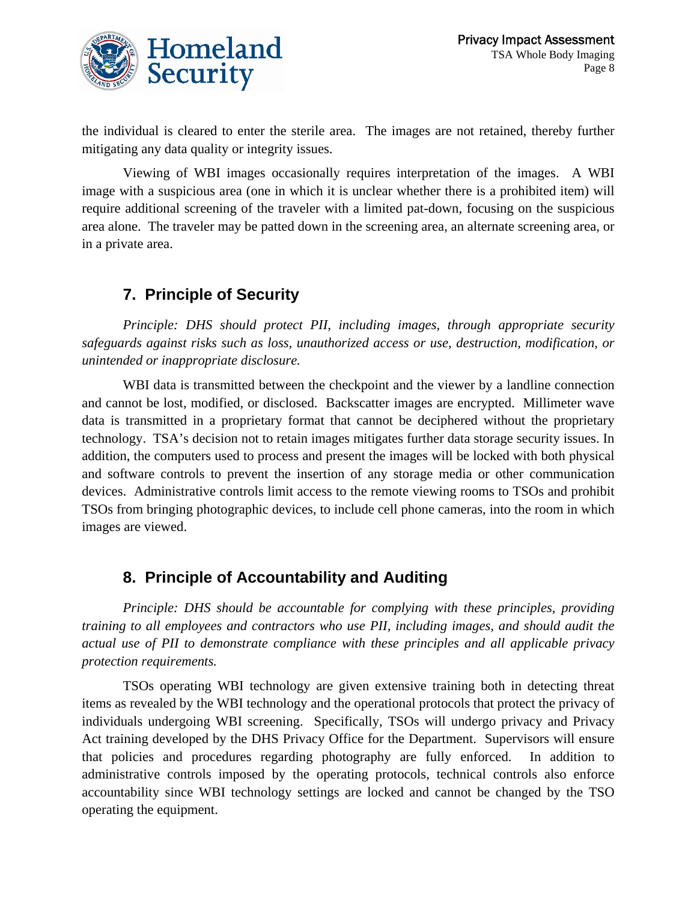the individual is cleared to enter the sterile area. The images are not retained, thereby further mitigating any data quality or integrity issues.

Viewing of WBI images occasionally requires interpretation of the images. A WBI image with a suspicious area (one in which it is unclear whether there is a prohibited item) will require additional screening of the traveler with a limited pat-down, focusing on the suspicious area alone. The traveler may be patted down in the screening area, an alternate screening area, or in a private area.

## 7. Principle of Security

*Principle: DHS should protect PII, including images, through appropriate security safeguards against risks such as loss, unauthorized access or use, destruction, modification, or unintended or inappropriate disclosure.*

WBI data is transmitted between the checkpoint and the viewer by a landline connection and cannot be lost, modified, or disclosed. Backscatter images are encrypted. Millimeter wave data is transmitted in a proprietary format that cannot be deciphered without the proprietary technology. TSA's decision not to retain images mitigates further data storage security issues. In addition, the computers used to process and present the images will be locked with both physical and software controls to prevent the insertion of any storage media or other communication devices. Administrative controls limit access to the remote viewing rooms to TSOs and prohibit TSOs from bringing photographic devices, to include cell phone cameras, into the room in which images are viewed.

## 8. Principle of Accountability and Auditing

*Principle: DHS should be accountable for complying with these principles, providing training to all employees and contractors who use PII, including images, and should audit the actual use of PII to demonstrate compliance with these principles and all applicable privacy protection requirements.*

TSOs operating WBI technology are given extensive training both in detecting threat items as revealed by the WBI technology and the operational protocols that protect the privacy of individuals undergoing WBI screening. Specifically, TSOs will undergo privacy and Privacy Act training developed by the DHS Privacy Office for the Department. Supervisors will ensure that policies and procedures regarding photography are fully enforced. In addition to administrative controls imposed by the operating protocols, technical controls also enforce accountability since WBI technology settings are locked and cannot be changed by the TSO operating the equipment.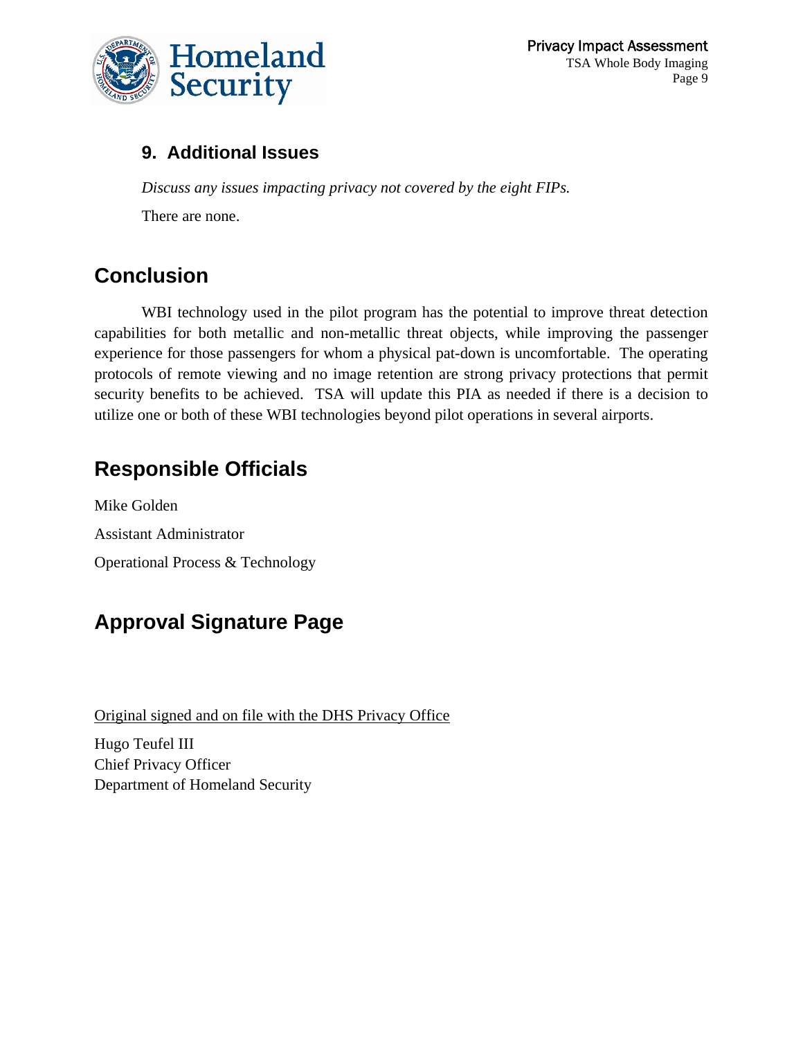## 9. Additional Issues

*Discuss any issues impacting privacy not covered by the eight FIPs.*

There are none.

# Conclusion

WBI technology used in the pilot program has the potential to improve threat detection capabilities for both metallic and non-metallic threat objects, while improving the passenger experience for those passengers for whom a physical pat-down is uncomfortable. The operating protocols of remote viewing and no image retention are strong privacy protections that permit security benefits to be achieved. TSA will update this PIA as needed if there is a decision to utilize one or both of these WBI technologies beyond pilot operations in several airports.

# Responsible Officials

Mike Golden

Assistant Administrator

Operational Process & Technology

# Approval Signature Page

<u>Original signed and on file with the DHS Privacy Office</u>

Hugo Teufel III
Chief Privacy Officer
Department of Homeland Security